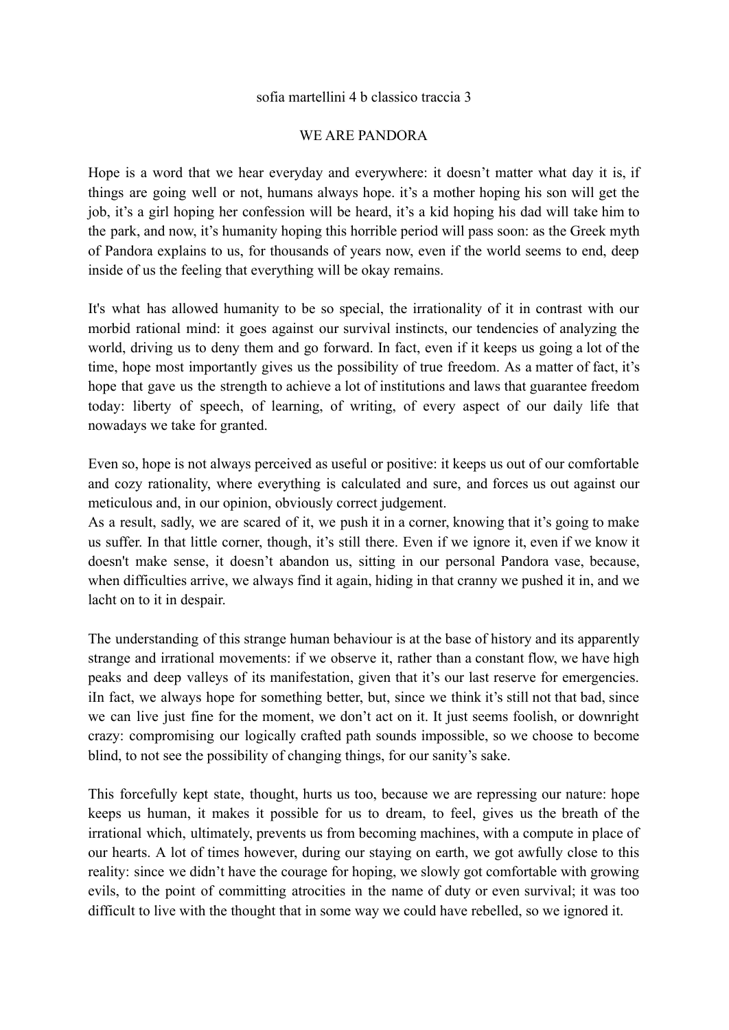sofia martellini 4 b classico traccia 3

# WE ARE PANDORA

Hope is a word that we hear everyday and everywhere: it doesn't matter what day it is, if things are going well or not, humans always hope. it's a mother hoping his son will get the job, it's a girl hoping her confession will be heard, it's a kid hoping his dad will take him to the park, and now, it's humanity hoping this horrible period will pass soon: as the Greek myth of Pandora explains to us, for thousands of years now, even if the world seems to end, deep inside of us the feeling that everything will be okay remains.

It's what has allowed humanity to be so special, the irrationality of it in contrast with our morbid rational mind: it goes against our survival instincts, our tendencies of analyzing the world, driving us to deny them and go forward. In fact, even if it keeps us going a lot of the time, hope most importantly gives us the possibility of true freedom. As a matter of fact, it's hope that gave us the strength to achieve a lot of institutions and laws that guarantee freedom today: liberty of speech, of learning, of writing, of every aspect of our daily life that nowadays we take for granted.

Even so, hope is not always perceived as useful or positive: it keeps us out of our comfortable and cozy rationality, where everything is calculated and sure, and forces us out against our meticulous and, in our opinion, obviously correct judgement.
As a result, sadly, we are scared of it, we push it in a corner, knowing that it's going to make us suffer. In that little corner, though, it's still there. Even if we ignore it, even if we know it doesn't make sense, it doesn't abandon us, sitting in our personal Pandora vase, because, when difficulties arrive, we always find it again, hiding in that cranny we pushed it in, and we lacht on to it in despair.

The understanding of this strange human behaviour is at the base of history and its apparently strange and irrational movements: if we observe it, rather than a constant flow, we have high peaks and deep valleys of its manifestation, given that it's our last reserve for emergencies. iIn fact, we always hope for something better, but, since we think it's still not that bad, since we can live just fine for the moment, we don't act on it. It just seems foolish, or downright crazy: compromising our logically crafted path sounds impossible, so we choose to become blind, to not see the possibility of changing things, for our sanity's sake.

This forcefully kept state, thought, hurts us too, because we are repressing our nature: hope keeps us human, it makes it possible for us to dream, to feel, gives us the breath of the irrational which, ultimately, prevents us from becoming machines, with a compute in place of our hearts. A lot of times however, during our staying on earth, we got awfully close to this reality: since we didn't have the courage for hoping, we slowly got comfortable with growing evils, to the point of committing atrocities in the name of duty or even survival; it was too difficult to live with the thought that in some way we could have rebelled, so we ignored it.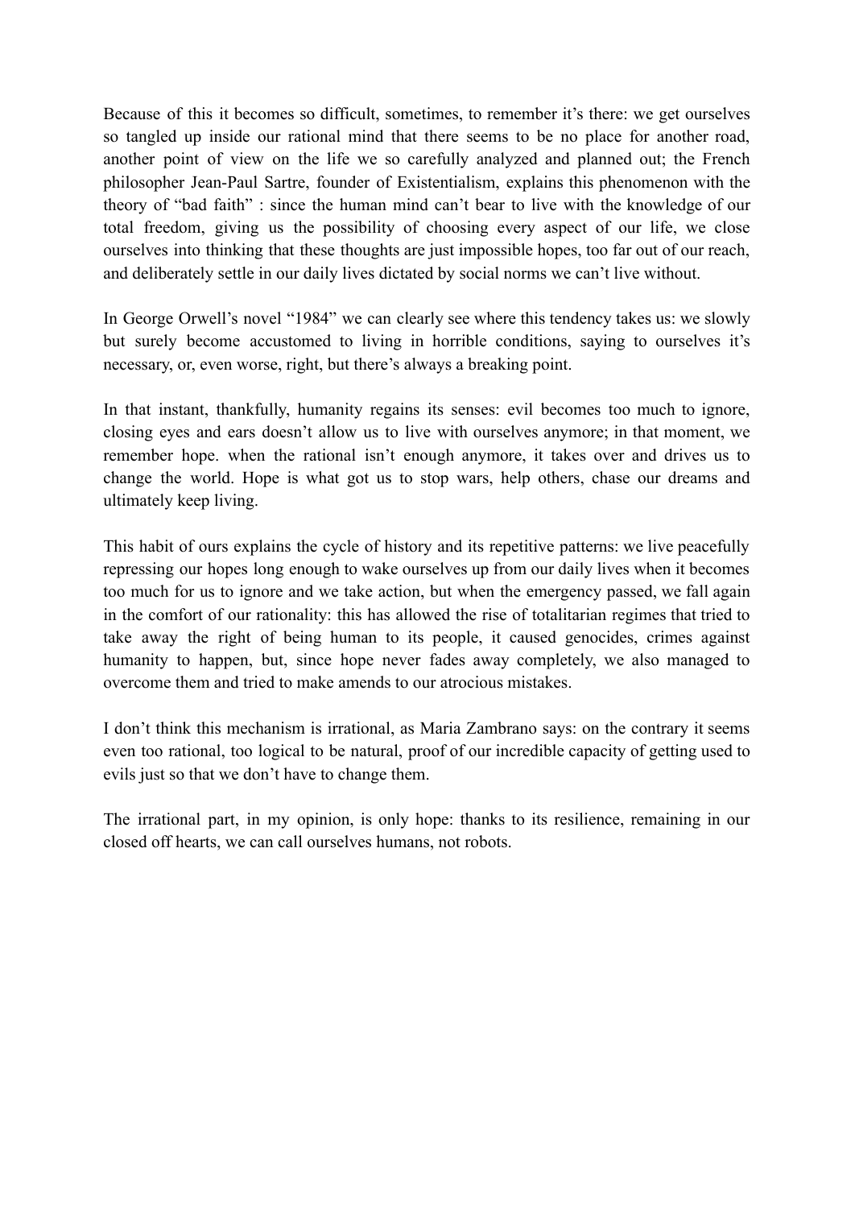Because of this it becomes so difficult, sometimes, to remember it's there: we get ourselves so tangled up inside our rational mind that there seems to be no place for another road, another point of view on the life we so carefully analyzed and planned out; the French philosopher Jean-Paul Sartre, founder of Existentialism, explains this phenomenon with the theory of "bad faith" : since the human mind can't bear to live with the knowledge of our total freedom, giving us the possibility of choosing every aspect of our life, we close ourselves into thinking that these thoughts are just impossible hopes, too far out of our reach, and deliberately settle in our daily lives dictated by social norms we can't live without.

In George Orwell's novel "1984" we can clearly see where this tendency takes us: we slowly but surely become accustomed to living in horrible conditions, saying to ourselves it's necessary, or, even worse, right, but there's always a breaking point.

In that instant, thankfully, humanity regains its senses: evil becomes too much to ignore, closing eyes and ears doesn't allow us to live with ourselves anymore; in that moment, we remember hope. when the rational isn't enough anymore, it takes over and drives us to change the world. Hope is what got us to stop wars, help others, chase our dreams and ultimately keep living.

This habit of ours explains the cycle of history and its repetitive patterns: we live peacefully repressing our hopes long enough to wake ourselves up from our daily lives when it becomes too much for us to ignore and we take action, but when the emergency passed, we fall again in the comfort of our rationality: this has allowed the rise of totalitarian regimes that tried to take away the right of being human to its people, it caused genocides, crimes against humanity to happen, but, since hope never fades away completely, we also managed to overcome them and tried to make amends to our atrocious mistakes.

I don't think this mechanism is irrational, as Maria Zambrano says: on the contrary it seems even too rational, too logical to be natural, proof of our incredible capacity of getting used to evils just so that we don't have to change them.

The irrational part, in my opinion, is only hope: thanks to its resilience, remaining in our closed off hearts, we can call ourselves humans, not robots.